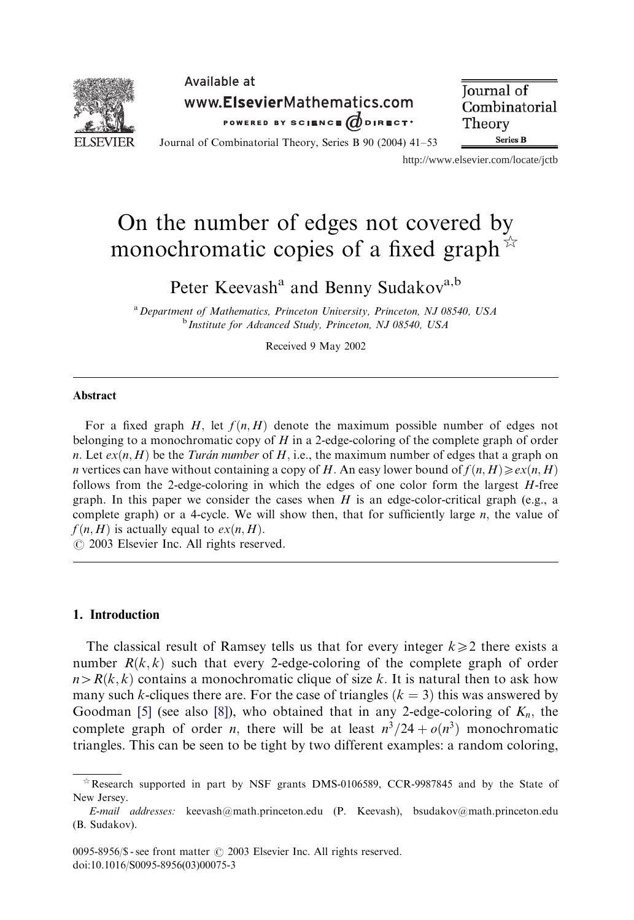# On the number of edges not covered by monochromatic copies of a fixed graph ☆

Peter Keevash[a] and Benny Sudakov[a,b]

[a] *Department of Mathematics, Princeton University, Princeton, NJ 08540, USA*
[b] *Institute for Advanced Study, Princeton, NJ 08540, USA*

Received 9 May 2002

## Abstract

For a fixed graph $H$, let $f(n, H)$ denote the maximum possible number of edges not belonging to a monochromatic copy of $H$ in a 2-edge-coloring of the complete graph of order $n$. Let $ex(n, H)$ be the *Turán number* of $H$, i.e., the maximum number of edges that a graph on $n$ vertices can have without containing a copy of $H$. An easy lower bound of $f(n, H) \geqslant ex(n, H)$ follows from the 2-edge-coloring in which the edges of one color form the largest $H$-free graph. In this paper we consider the cases when $H$ is an edge-color-critical graph (e.g., a complete graph) or a 4-cycle. We will show then, that for sufficiently large $n$, the value of $f(n, H)$ is actually equal to $ex(n, H)$.

© 2003 Elsevier Inc. All rights reserved.

## 1. Introduction

The classical result of Ramsey tells us that for every integer $k \geqslant 2$ there exists a number $R(k, k)$ such that every 2-edge-coloring of the complete graph of order $n > R(k, k)$ contains a monochromatic clique of size $k$. It is natural then to ask how many such $k$-cliques there are. For the case of triangles ($k = 3$) this was answered by Goodman [5] (see also [8]), who obtained that in any 2-edge-coloring of $K_n$, the complete graph of order $n$, there will be at least $n^3/24 + o(n^3)$ monochromatic triangles. This can be seen to be tight by two different examples: a random coloring,

☆ Research supported in part by NSF grants DMS-0106589, CCR-9987845 and by the State of New Jersey.

*E-mail addresses:* keevash@math.princeton.edu (P. Keevash), bsudakov@math.princeton.edu (B. Sudakov).

0095-8956/$ - see front matter © 2003 Elsevier Inc. All rights reserved.
doi:10.1016/S0095-8956(03)00075-3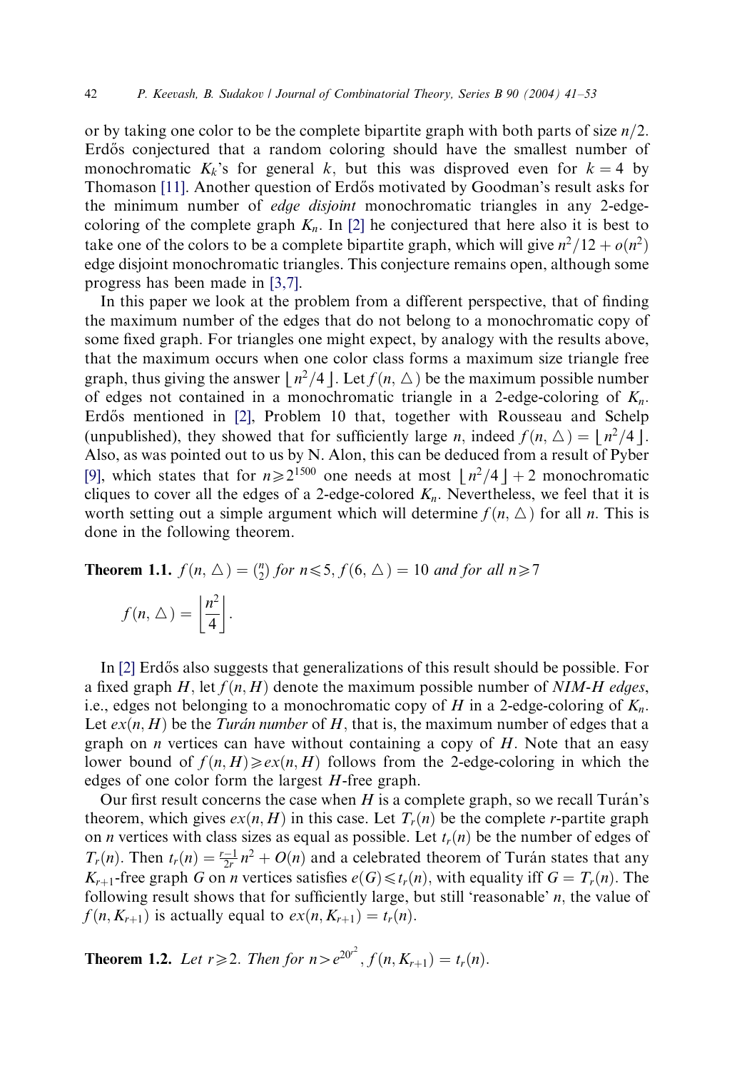or by taking one color to be the complete bipartite graph with both parts of size $n/2$. Erdős conjectured that a random coloring should have the smallest number of monochromatic $K_k$'s for general $k$, but this was disproved even for $k = 4$ by Thomason [11]. Another question of Erdős motivated by Goodman's result asks for the minimum number of *edge disjoint* monochromatic triangles in any 2-edge-coloring of the complete graph $K_n$. In [2] he conjectured that here also it is best to take one of the colors to be a complete bipartite graph, which will give $n^2/12 + o(n^2)$ edge disjoint monochromatic triangles. This conjecture remains open, although some progress has been made in [3,7].

In this paper we look at the problem from a different perspective, that of finding the maximum number of the edges that do not belong to a monochromatic copy of some fixed graph. For triangles one might expect, by analogy with the results above, that the maximum occurs when one color class forms a maximum size triangle free graph, thus giving the answer $\lfloor n^2/4 \rfloor$. Let $f(n, \triangle)$ be the maximum possible number of edges not contained in a monochromatic triangle in a 2-edge-coloring of $K_n$. Erdős mentioned in [2], Problem 10 that, together with Rousseau and Schelp (unpublished), they showed that for sufficiently large $n$, indeed $f(n, \triangle) = \lfloor n^2/4 \rfloor$. Also, as was pointed out to us by N. Alon, this can be deduced from a result of Pyber [9], which states that for $n \geqslant 2^{1500}$ one needs at most $\lfloor n^2/4 \rfloor + 2$ monochromatic cliques to cover all the edges of a 2-edge-colored $K_n$. Nevertheless, we feel that it is worth setting out a simple argument which will determine $f(n, \triangle)$ for all $n$. This is done in the following theorem.

**Theorem 1.1.** *$f(n, \triangle) = \binom{n}{2}$ for $n \leqslant 5$, $f(6, \triangle) = 10$ and for all $n \geqslant 7$*

$$f(n, \triangle) = \left\lfloor \frac{n^2}{4} \right\rfloor.$$

In [2] Erdős also suggests that generalizations of this result should be possible. For a fixed graph $H$, let $f(n, H)$ denote the maximum possible number of *NIM-H edges*, i.e., edges not belonging to a monochromatic copy of $H$ in a 2-edge-coloring of $K_n$. Let $ex(n, H)$ be the *Turán number* of $H$, that is, the maximum number of edges that a graph on $n$ vertices can have without containing a copy of $H$. Note that an easy lower bound of $f(n, H) \geqslant ex(n, H)$ follows from the 2-edge-coloring in which the edges of one color form the largest $H$-free graph.

Our first result concerns the case when $H$ is a complete graph, so we recall Turán's theorem, which gives $ex(n, H)$ in this case. Let $T_r(n)$ be the complete $r$-partite graph on $n$ vertices with class sizes as equal as possible. Let $t_r(n)$ be the number of edges of $T_r(n)$. Then $t_r(n) = \frac{r-1}{2r} n^2 + O(n)$ and a celebrated theorem of Turán states that any $K_{r+1}$-free graph $G$ on $n$ vertices satisfies $e(G) \leqslant t_r(n)$, with equality iff $G = T_r(n)$. The following result shows that for sufficiently large, but still 'reasonable' $n$, the value of $f(n, K_{r+1})$ is actually equal to $ex(n, K_{r+1}) = t_r(n)$.

**Theorem 1.2.** *Let $r \geqslant 2$. Then for $n > e^{20r^2}$, $f(n, K_{r+1}) = t_r(n)$.*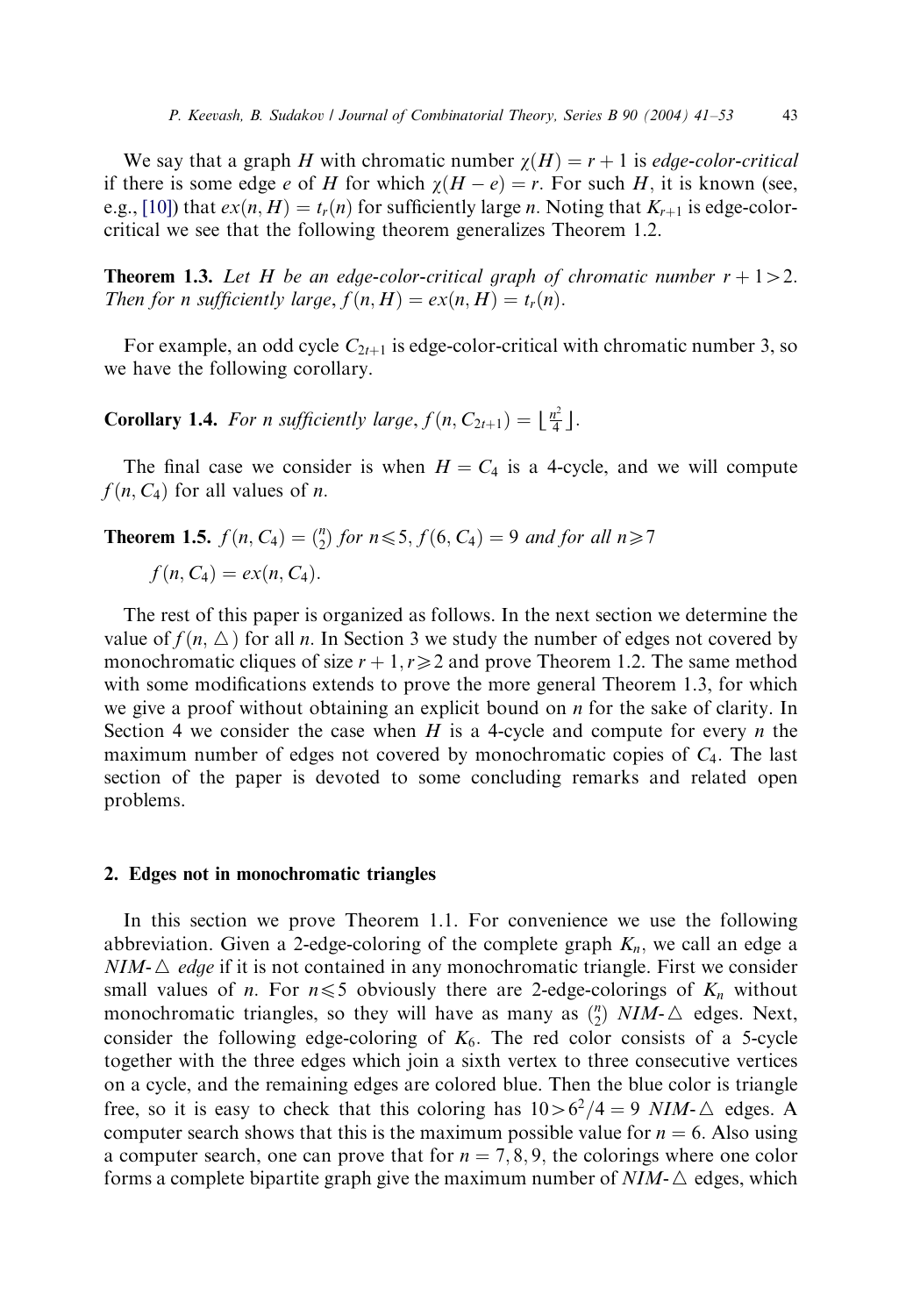We say that a graph $H$ with chromatic number $\chi(H) = r + 1$ is *edge-color-critical* if there is some edge $e$ of $H$ for which $\chi(H - e) = r$. For such $H$, it is known (see, e.g., [10]) that $ex(n, H) = t_r(n)$ for sufficiently large $n$. Noting that $K_{r+1}$ is edge-color-critical we see that the following theorem generalizes Theorem 1.2.

**Theorem 1.3.** *Let $H$ be an edge-color-critical graph of chromatic number $r + 1 > 2$. Then for $n$ sufficiently large, $f(n, H) = ex(n, H) = t_r(n)$.*

For example, an odd cycle $C_{2t+1}$ is edge-color-critical with chromatic number 3, so we have the following corollary.

**Corollary 1.4.** *For $n$ sufficiently large, $f(n, C_{2t+1}) = \lfloor \frac{n^2}{4} \rfloor$.*

The final case we consider is when $H = C_4$ is a 4-cycle, and we will compute $f(n, C_4)$ for all values of $n$.

**Theorem 1.5.** *$f(n, C_4) = \binom{n}{2}$ for $n \leqslant 5$, $f(6, C_4) = 9$ and for all $n \geqslant 7$*

$$f(n, C_4) = ex(n, C_4).$$

The rest of this paper is organized as follows. In the next section we determine the value of $f(n, \triangle)$ for all $n$. In Section 3 we study the number of edges not covered by monochromatic cliques of size $r + 1, r \geqslant 2$ and prove Theorem 1.2. The same method with some modifications extends to prove the more general Theorem 1.3, for which we give a proof without obtaining an explicit bound on $n$ for the sake of clarity. In Section 4 we consider the case when $H$ is a 4-cycle and compute for every $n$ the maximum number of edges not covered by monochromatic copies of $C_4$. The last section of the paper is devoted to some concluding remarks and related open problems.

## 2. Edges not in monochromatic triangles

In this section we prove Theorem 1.1. For convenience we use the following abbreviation. Given a 2-edge-coloring of the complete graph $K_n$, we call an edge a *NIM-$\triangle$ edge* if it is not contained in any monochromatic triangle. First we consider small values of $n$. For $n \leqslant 5$ obviously there are 2-edge-colorings of $K_n$ without monochromatic triangles, so they will have as many as $\binom{n}{2}$ *NIM-$\triangle$* edges. Next, consider the following edge-coloring of $K_6$. The red color consists of a 5-cycle together with the three edges which join a sixth vertex to three consecutive vertices on a cycle, and the remaining edges are colored blue. Then the blue color is triangle free, so it is easy to check that this coloring has $10 > 6^2/4 = 9$ *NIM-$\triangle$* edges. A computer search shows that this is the maximum possible value for $n = 6$. Also using a computer search, one can prove that for $n = 7, 8, 9$, the colorings where one color forms a complete bipartite graph give the maximum number of *NIM-$\triangle$* edges, which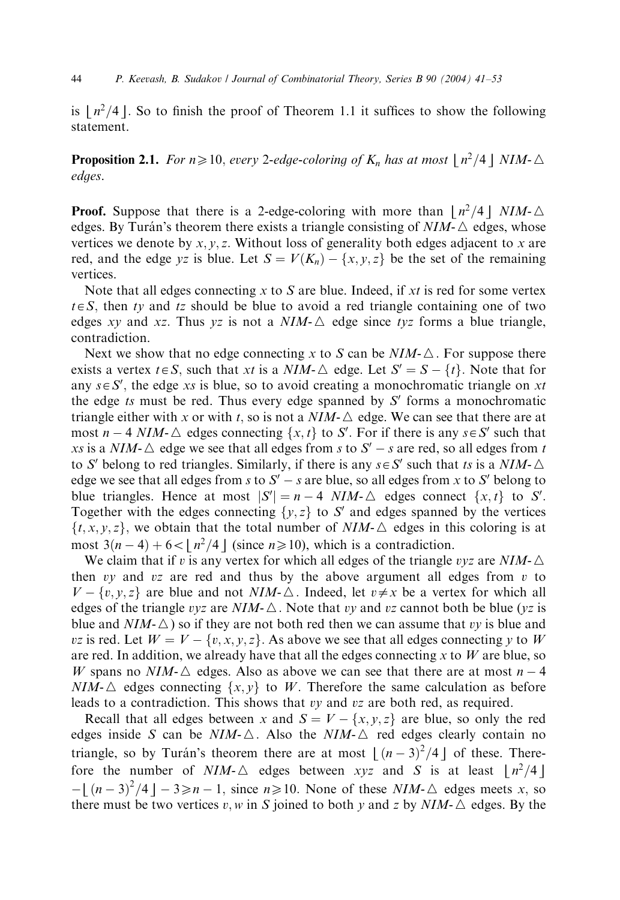is $\lfloor n^2/4 \rfloor$. So to finish the proof of Theorem 1.1 it suffices to show the following statement.

**Proposition 2.1.** *For $n \geq 10$, every 2-edge-coloring of $K_n$ has at most $\lfloor n^2/4 \rfloor$ NIM-$\triangle$ edges.*

**Proof.** Suppose that there is a 2-edge-coloring with more than $\lfloor n^2/4 \rfloor$ NIM-$\triangle$ edges. By Turán's theorem there exists a triangle consisting of NIM-$\triangle$ edges, whose vertices we denote by $x, y, z$. Without loss of generality both edges adjacent to $x$ are red, and the edge $yz$ is blue. Let $S = V(K_n) - \{x, y, z\}$ be the set of the remaining vertices.

Note that all edges connecting $x$ to $S$ are blue. Indeed, if $xt$ is red for some vertex $t \in S$, then $ty$ and $tz$ should be blue to avoid a red triangle containing one of two edges $xy$ and $xz$. Thus $yz$ is not a NIM-$\triangle$ edge since $tyz$ forms a blue triangle, contradiction.

Next we show that no edge connecting $x$ to $S$ can be NIM-$\triangle$. For suppose there exists a vertex $t \in S$, such that $xt$ is a NIM-$\triangle$ edge. Let $S' = S - \{t\}$. Note that for any $s \in S'$, the edge $xs$ is blue, so to avoid creating a monochromatic triangle on $xt$ the edge $ts$ must be red. Thus every edge spanned by $S'$ forms a monochromatic triangle either with $x$ or with $t$, so is not a NIM-$\triangle$ edge. We can see that there are at most $n-4$ NIM-$\triangle$ edges connecting $\{x, t\}$ to $S'$. For if there is any $s \in S'$ such that $xs$ is a NIM-$\triangle$ edge we see that all edges from $s$ to $S' - s$ are red, so all edges from $t$ to $S'$ belong to red triangles. Similarly, if there is any $s \in S'$ such that $ts$ is a NIM-$\triangle$ edge we see that all edges from $s$ to $S' - s$ are blue, so all edges from $x$ to $S'$ belong to blue triangles. Hence at most $|S'| = n - 4$ NIM-$\triangle$ edges connect $\{x, t\}$ to $S'$. Together with the edges connecting $\{y, z\}$ to $S'$ and edges spanned by the vertices $\{t, x, y, z\}$, we obtain that the total number of NIM-$\triangle$ edges in this coloring is at most $3(n-4) + 6 < \lfloor n^2/4 \rfloor$ (since $n \geq 10$), which is a contradiction.

We claim that if $v$ is any vertex for which all edges of the triangle $vyz$ are NIM-$\triangle$ then $vy$ and $vz$ are red and thus by the above argument all edges from $v$ to $V - \{v, y, z\}$ are blue and not NIM-$\triangle$. Indeed, let $v \neq x$ be a vertex for which all edges of the triangle $vyz$ are NIM-$\triangle$. Note that $vy$ and $vz$ cannot both be blue ($yz$ is blue and NIM-$\triangle$) so if they are not both red then we can assume that $vy$ is blue and $vz$ is red. Let $W = V - \{v, x, y, z\}$. As above we see that all edges connecting $y$ to $W$ are red. In addition, we already have that all the edges connecting $x$ to $W$ are blue, so $W$ spans no NIM-$\triangle$ edges. Also as above we can see that there are at most $n-4$ NIM-$\triangle$ edges connecting $\{x, y\}$ to $W$. Therefore the same calculation as before leads to a contradiction. This shows that $vy$ and $vz$ are both red, as required.

Recall that all edges between $x$ and $S = V - \{x, y, z\}$ are blue, so only the red edges inside $S$ can be NIM-$\triangle$. Also the NIM-$\triangle$ red edges clearly contain no triangle, so by Turán's theorem there are at most $\lfloor (n-3)^2/4 \rfloor$ of these. Therefore the number of NIM-$\triangle$ edges between $xyz$ and $S$ is at least $\lfloor n^2/4 \rfloor - \lfloor (n-3)^2/4 \rfloor - 3 \geq n - 1$, since $n \geq 10$. None of these NIM-$\triangle$ edges meets $x$, so there must be two vertices $v, w$ in $S$ joined to both $y$ and $z$ by NIM-$\triangle$ edges. By the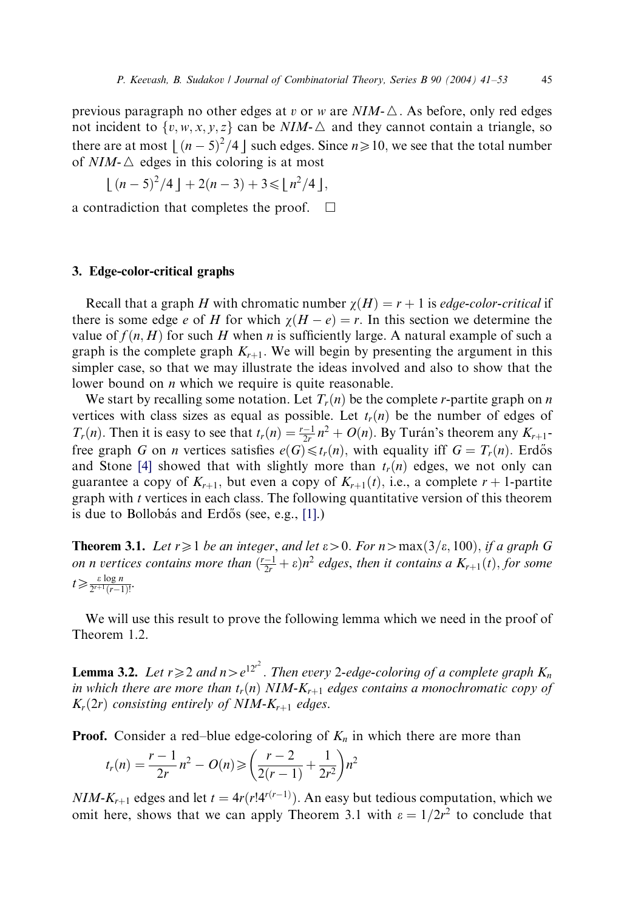previous paragraph no other edges at $v$ or $w$ are *NIM*-$\triangle$. As before, only red edges not incident to $\{v, w, x, y, z\}$ can be *NIM*-$\triangle$ and they cannot contain a triangle, so there are at most $\lfloor (n-5)^2/4 \rfloor$ such edges. Since $n \geqslant 10$, we see that the total number of *NIM*-$\triangle$ edges in this coloring is at most

$$\lfloor (n-5)^2/4 \rfloor + 2(n-3) + 3 \leqslant \lfloor n^2/4 \rfloor,$$

a contradiction that completes the proof. $\square$

## 3. Edge-color-critical graphs

Recall that a graph $H$ with chromatic number $\chi(H) = r+1$ is *edge-color-critical* if there is some edge $e$ of $H$ for which $\chi(H-e) = r$. In this section we determine the value of $f(n, H)$ for such $H$ when $n$ is sufficiently large. A natural example of such a graph is the complete graph $K_{r+1}$. We will begin by presenting the argument in this simpler case, so that we may illustrate the ideas involved and also to show that the lower bound on $n$ which we require is quite reasonable.

We start by recalling some notation. Let $T_r(n)$ be the complete $r$-partite graph on $n$ vertices with class sizes as equal as possible. Let $t_r(n)$ be the number of edges of $T_r(n)$. Then it is easy to see that $t_r(n) = \frac{r-1}{2r}n^2 + O(n)$. By Turán's theorem any $K_{r+1}$-free graph $G$ on $n$ vertices satisfies $e(G) \leqslant t_r(n)$, with equality iff $G = T_r(n)$. Erdős and Stone [4] showed that with slightly more than $t_r(n)$ edges, we not only can guarantee a copy of $K_{r+1}$, but even a copy of $K_{r+1}(t)$, i.e., a complete $r+1$-partite graph with $t$ vertices in each class. The following quantitative version of this theorem is due to Bollobás and Erdős (see, e.g., [1].)

**Theorem 3.1.** *Let $r \geqslant 1$ be an integer, and let $\varepsilon > 0$. For $n > \max(3/\varepsilon, 100)$, if a graph $G$ on $n$ vertices contains more than $(\frac{r-1}{2r} + \varepsilon)n^2$ edges, then it contains a $K_{r+1}(t)$, for some $t \geqslant \frac{\varepsilon \log n}{2^{r+1}(r-1)!}$.*

We will use this result to prove the following lemma which we need in the proof of Theorem 1.2.

**Lemma 3.2.** *Let $r \geqslant 2$ and $n > e^{12r^2}$. Then every 2-edge-coloring of a complete graph $K_n$ in which there are more than $t_r(n)$ NIM-$K_{r+1}$ edges contains a monochromatic copy of $K_r(2r)$ consisting entirely of NIM-$K_{r+1}$ edges.*

**Proof.** Consider a red–blue edge-coloring of $K_n$ in which there are more than

$$t_r(n) = \frac{r-1}{2r}n^2 - O(n) \geqslant \left(\frac{r-2}{2(r-1)} + \frac{1}{2r^2}\right)n^2$$

*NIM*-$K_{r+1}$ edges and let $t = 4r(r!4^{r(r-1)})$. An easy but tedious computation, which we omit here, shows that we can apply Theorem 3.1 with $\varepsilon = 1/2r^2$ to conclude that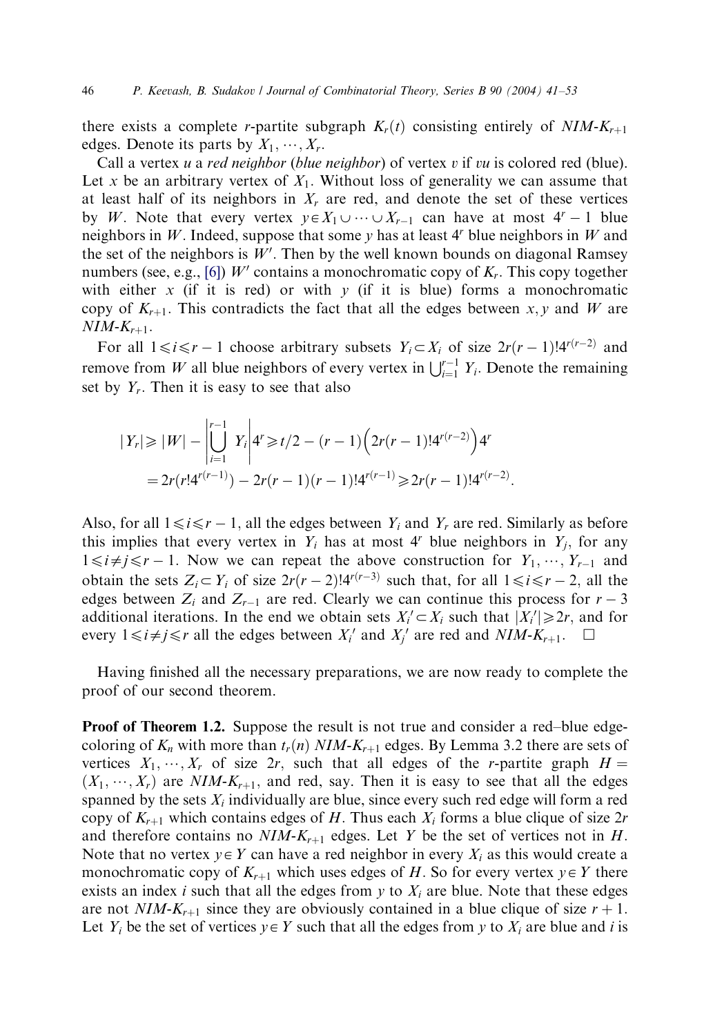there exists a complete $r$-partite subgraph $K_r(t)$ consisting entirely of $NIM$-$K_{r+1}$ edges. Denote its parts by $X_1, \cdots, X_r$.

Call a vertex $u$ a *red neighbor* (*blue neighbor*) of vertex $v$ if $vu$ is colored red (blue). Let $x$ be an arbitrary vertex of $X_1$. Without loss of generality we can assume that at least half of its neighbors in $X_r$ are red, and denote the set of these vertices by $W$. Note that every vertex $y \in X_1 \cup \cdots \cup X_{r-1}$ can have at most $4^r - 1$ blue neighbors in $W$. Indeed, suppose that some $y$ has at least $4^r$ blue neighbors in $W$ and the set of the neighbors is $W'$. Then by the well known bounds on diagonal Ramsey numbers (see, e.g., [6]) $W'$ contains a monochromatic copy of $K_r$. This copy together with either $x$ (if it is red) or with $y$ (if it is blue) forms a monochromatic copy of $K_{r+1}$. This contradicts the fact that all the edges between $x, y$ and $W$ are $NIM$-$K_{r+1}$.

For all $1 \leqslant i \leqslant r-1$ choose arbitrary subsets $Y_i \subset X_i$ of size $2r(r-1)!4^{r(r-2)}$ and remove from $W$ all blue neighbors of every vertex in $\bigcup_{i=1}^{r-1} Y_i$. Denote the remaining set by $Y_r$. Then it is easy to see that also

$$
\begin{aligned}
|Y_r| &\geqslant |W| - \left|\bigcup_{i=1}^{r-1} Y_i\right| 4^r \geqslant t/2 - (r-1)\left(2r(r-1)!4^{r(r-2)}\right)4^r \\
&= 2r(r!4^{r(r-1)}) - 2r(r-1)(r-1)!4^{r(r-1)} \geqslant 2r(r-1)!4^{r(r-2)}.
\end{aligned}
$$

Also, for all $1 \leqslant i \leqslant r-1$, all the edges between $Y_i$ and $Y_r$ are red. Similarly as before this implies that every vertex in $Y_i$ has at most $4^r$ blue neighbors in $Y_j$, for any $1 \leqslant i \neq j \leqslant r-1$. Now we can repeat the above construction for $Y_1, \cdots, Y_{r-1}$ and obtain the sets $Z_i \subset Y_i$ of size $2r(r-2)!4^{r(r-3)}$ such that, for all $1 \leqslant i \leqslant r-2$, all the edges between $Z_i$ and $Z_{r-1}$ are red. Clearly we can continue this process for $r-3$ additional iterations. In the end we obtain sets $X_i' \subset X_i$ such that $|X_i'| \geqslant 2r$, and for every $1 \leqslant i \neq j \leqslant r$ all the edges between $X_i'$ and $X_j'$ are red and $NIM$-$K_{r+1}$. $\square$

Having finished all the necessary preparations, we are now ready to complete the proof of our second theorem.

**Proof of Theorem 1.2.** Suppose the result is not true and consider a red–blue edge-coloring of $K_n$ with more than $t_r(n)$ $NIM$-$K_{r+1}$ edges. By Lemma 3.2 there are sets of vertices $X_1, \cdots, X_r$ of size $2r$, such that all edges of the $r$-partite graph $H = (X_1, \cdots, X_r)$ are $NIM$-$K_{r+1}$, and red, say. Then it is easy to see that all the edges spanned by the sets $X_i$ individually are blue, since every such red edge will form a red copy of $K_{r+1}$ which contains edges of $H$. Thus each $X_i$ forms a blue clique of size $2r$ and therefore contains no $NIM$-$K_{r+1}$ edges. Let $Y$ be the set of vertices not in $H$. Note that no vertex $y \in Y$ can have a red neighbor in every $X_i$ as this would create a monochromatic copy of $K_{r+1}$ which uses edges of $H$. So for every vertex $y \in Y$ there exists an index $i$ such that all the edges from $y$ to $X_i$ are blue. Note that these edges are not $NIM$-$K_{r+1}$ since they are obviously contained in a blue clique of size $r+1$. Let $Y_i$ be the set of vertices $y \in Y$ such that all the edges from $y$ to $X_i$ are blue and $i$ is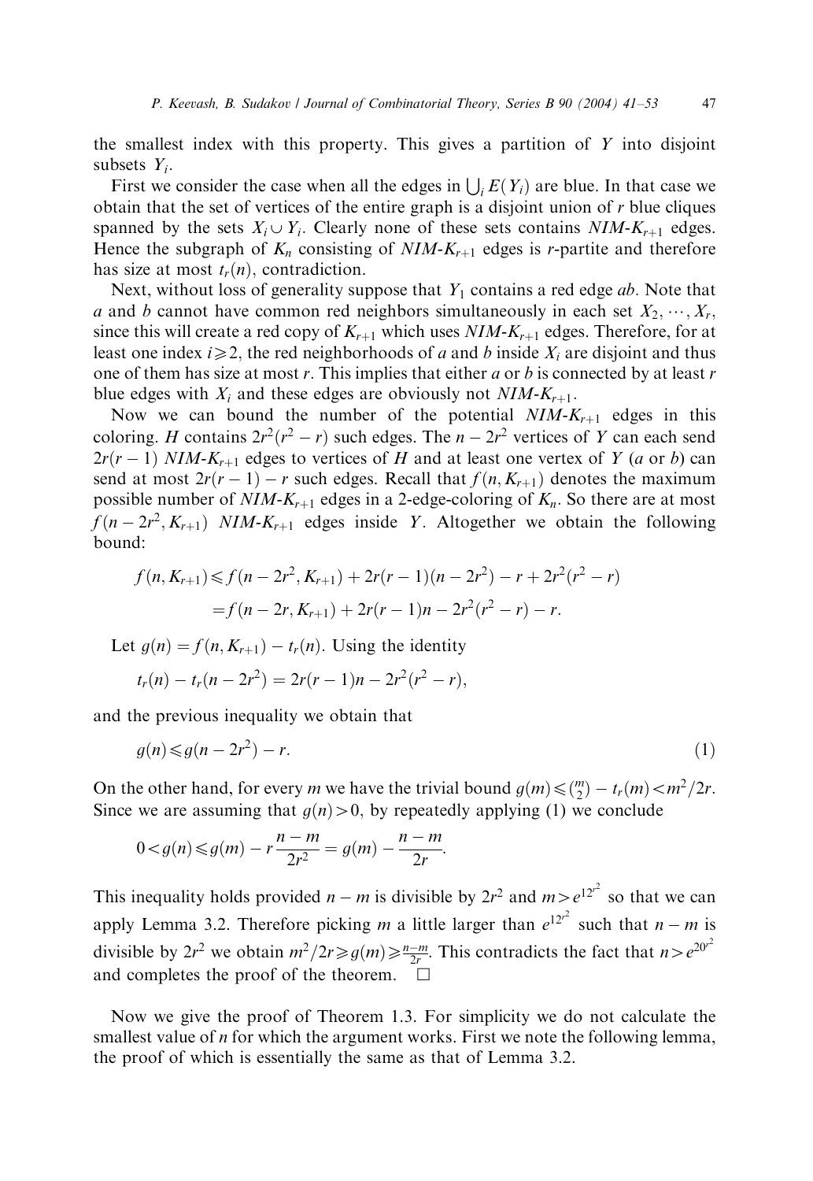the smallest index with this property. This gives a partition of $Y$ into disjoint subsets $Y_i$.

First we consider the case when all the edges in $\bigcup_i E(Y_i)$ are blue. In that case we obtain that the set of vertices of the entire graph is a disjoint union of $r$ blue cliques spanned by the sets $X_i \cup Y_i$. Clearly none of these sets contains $NIM\text{-}K_{r+1}$ edges. Hence the subgraph of $K_n$ consisting of $NIM\text{-}K_{r+1}$ edges is $r$-partite and therefore has size at most $t_r(n)$, contradiction.

Next, without loss of generality suppose that $Y_1$ contains a red edge $ab$. Note that $a$ and $b$ cannot have common red neighbors simultaneously in each set $X_2, \cdots, X_r$, since this will create a red copy of $K_{r+1}$ which uses $NIM\text{-}K_{r+1}$ edges. Therefore, for at least one index $i \geq 2$, the red neighborhoods of $a$ and $b$ inside $X_i$ are disjoint and thus one of them has size at most $r$. This implies that either $a$ or $b$ is connected by at least $r$ blue edges with $X_i$ and these edges are obviously not $NIM\text{-}K_{r+1}$.

Now we can bound the number of the potential $NIM\text{-}K_{r+1}$ edges in this coloring. $H$ contains $2r^2(r^2 - r)$ such edges. The $n - 2r^2$ vertices of $Y$ can each send $2r(r-1)$ $NIM\text{-}K_{r+1}$ edges to vertices of $H$ and at least one vertex of $Y$ ($a$ or $b$) can send at most $2r(r-1) - r$ such edges. Recall that $f(n, K_{r+1})$ denotes the maximum possible number of $NIM\text{-}K_{r+1}$ edges in a 2-edge-coloring of $K_n$. So there are at most $f(n - 2r^2, K_{r+1})$ $NIM\text{-}K_{r+1}$ edges inside $Y$. Altogether we obtain the following bound:

$$
\begin{aligned}
f(n, K_{r+1}) &\leq f(n - 2r^2, K_{r+1}) + 2r(r-1)(n - 2r^2) - r + 2r^2(r^2 - r) \\
&= f(n - 2r, K_{r+1}) + 2r(r-1)n - 2r^2(r^2 - r) - r.
\end{aligned}
$$

Let $g(n) = f(n, K_{r+1}) - t_r(n)$. Using the identity

$$
t_r(n) - t_r(n - 2r^2) = 2r(r-1)n - 2r^2(r^2 - r),
$$

and the previous inequality we obtain that

$$
g(n) \leq g(n - 2r^2) - r. \tag{1}
$$

On the other hand, for every $m$ we have the trivial bound $g(m) \leq \binom{m}{2} - t_r(m) < m^2/2r$. Since we are assuming that $g(n) > 0$, by repeatedly applying (1) we conclude

$$
0 < g(n) \leq g(m) - r\frac{n-m}{2r^2} = g(m) - \frac{n-m}{2r}.
$$

This inequality holds provided $n - m$ is divisible by $2r^2$ and $m > e^{12r^2}$ so that we can apply Lemma 3.2. Therefore picking $m$ a little larger than $e^{12r^2}$ such that $n - m$ is divisible by $2r^2$ we obtain $m^2/2r \geq g(m) \geq \frac{n-m}{2r}$. This contradicts the fact that $n > e^{20r^2}$ and completes the proof of the theorem. $\square$

Now we give the proof of Theorem 1.3. For simplicity we do not calculate the smallest value of $n$ for which the argument works. First we note the following lemma, the proof of which is essentially the same as that of Lemma 3.2.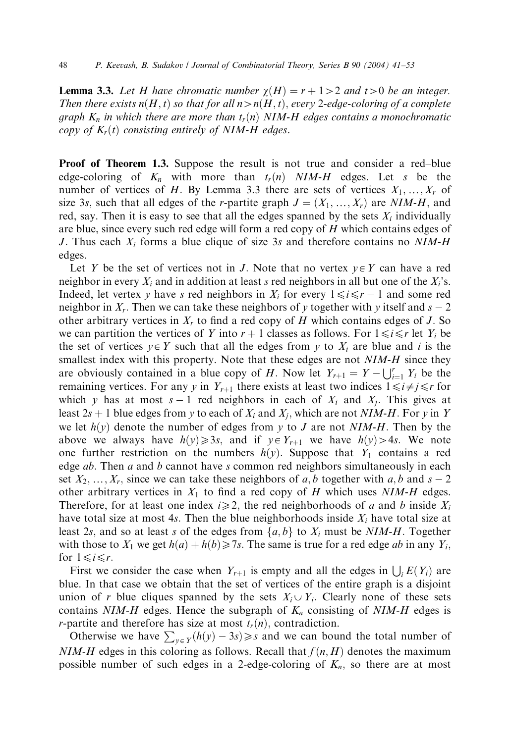**Lemma 3.3.** *Let $H$ have chromatic number $\chi(H) = r + 1 > 2$ and $t > 0$ be an integer. Then there exists $n(H, t)$ so that for all $n > n(H, t)$, every 2-edge-coloring of a complete graph $K_n$ in which there are more than $t_r(n)$ NIM-H edges contains a monochromatic copy of $K_r(t)$ consisting entirely of NIM-H edges.*

**Proof of Theorem 1.3.** Suppose the result is not true and consider a red–blue edge-coloring of $K_n$ with more than $t_r(n)$ *NIM-H* edges. Let $s$ be the number of vertices of $H$. By Lemma 3.3 there are sets of vertices $X_1, \ldots, X_r$ of size $3s$, such that all edges of the $r$-partite graph $J = (X_1, \ldots, X_r)$ are *NIM-H*, and red, say. Then it is easy to see that all the edges spanned by the sets $X_i$ individually are blue, since every such red edge will form a red copy of $H$ which contains edges of $J$. Thus each $X_i$ forms a blue clique of size $3s$ and therefore contains no *NIM-H* edges.

Let $Y$ be the set of vertices not in $J$. Note that no vertex $y \in Y$ can have a red neighbor in every $X_i$ and in addition at least $s$ red neighbors in all but one of the $X_i$'s. Indeed, let vertex $y$ have $s$ red neighbors in $X_i$ for every $1 \leqslant i \leqslant r - 1$ and some red neighbor in $X_r$. Then we can take these neighbors of $y$ together with $y$ itself and $s - 2$ other arbitrary vertices in $X_r$ to find a red copy of $H$ which contains edges of $J$. So we can partition the vertices of $Y$ into $r + 1$ classes as follows. For $1 \leqslant i \leqslant r$ let $Y_i$ be the set of vertices $y \in Y$ such that all the edges from $y$ to $X_i$ are blue and $i$ is the smallest index with this property. Note that these edges are not *NIM-H* since they are obviously contained in a blue copy of $H$. Now let $Y_{r+1} = Y - \bigcup_{i=1}^{r} Y_i$ be the remaining vertices. For any $y$ in $Y_{r+1}$ there exists at least two indices $1 \leqslant i \neq j \leqslant r$ for which $y$ has at most $s - 1$ red neighbors in each of $X_i$ and $X_j$. This gives at least $2s + 1$ blue edges from $y$ to each of $X_i$ and $X_j$, which are not *NIM-H*. For $y$ in $Y$ we let $h(y)$ denote the number of edges from $y$ to $J$ are not *NIM-H*. Then by the above we always have $h(y) \geqslant 3s$, and if $y \in Y_{r+1}$ we have $h(y) > 4s$. We note one further restriction on the numbers $h(y)$. Suppose that $Y_1$ contains a red edge $ab$. Then $a$ and $b$ cannot have $s$ common red neighbors simultaneously in each set $X_2, \ldots, X_r$, since we can take these neighbors of $a, b$ together with $a, b$ and $s - 2$ other arbitrary vertices in $X_1$ to find a red copy of $H$ which uses *NIM-H* edges. Therefore, for at least one index $i \geqslant 2$, the red neighborhoods of $a$ and $b$ inside $X_i$ have total size at most $4s$. Then the blue neighborhoods inside $X_i$ have total size at least $2s$, and so at least $s$ of the edges from $\{a, b\}$ to $X_i$ must be *NIM-H*. Together with those to $X_1$ we get $h(a) + h(b) \geqslant 7s$. The same is true for a red edge $ab$ in any $Y_i$, for $1 \leqslant i \leqslant r$.

First we consider the case when $Y_{r+1}$ is empty and all the edges in $\bigcup_i E(Y_i)$ are blue. In that case we obtain that the set of vertices of the entire graph is a disjoint union of $r$ blue cliques spanned by the sets $X_i \cup Y_i$. Clearly none of these sets contains *NIM-H* edges. Hence the subgraph of $K_n$ consisting of *NIM-H* edges is $r$-partite and therefore has size at most $t_r(n)$, contradiction.

Otherwise we have $\sum_{y \in Y} (h(y) - 3s) \geqslant s$ and we can bound the total number of *NIM-H* edges in this coloring as follows. Recall that $f(n, H)$ denotes the maximum possible number of such edges in a 2-edge-coloring of $K_n$, so there are at most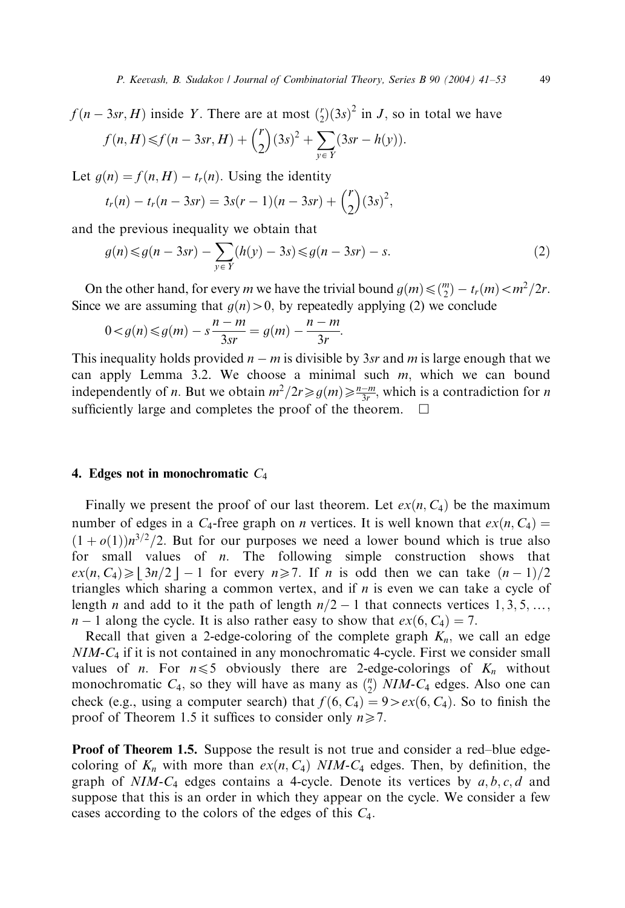$f(n - 3sr, H)$ inside $Y$. There are at most $\binom{r}{2}(3s)^2$ in $J$, so in total we have

$$f(n,H) \leqslant f(n-3sr,H) + \binom{r}{2}(3s)^2 + \sum_{y \in Y}(3sr - h(y)).$$

Let $g(n) = f(n,H) - t_r(n)$. Using the identity

$$t_r(n) - t_r(n-3sr) = 3s(r-1)(n-3sr) + \binom{r}{2}(3s)^2,$$

and the previous inequality we obtain that

$$g(n) \leqslant g(n-3sr) - \sum_{y \in Y}(h(y) - 3s) \leqslant g(n-3sr) - s. \tag{2}$$

On the other hand, for every $m$ we have the trivial bound $g(m) \leqslant \binom{m}{2} - t_r(m) < m^2/2r$. Since we are assuming that $g(n) > 0$, by repeatedly applying (2) we conclude

$$0 < g(n) \leqslant g(m) - s\frac{n-m}{3sr} = g(m) - \frac{n-m}{3r}.$$

This inequality holds provided $n - m$ is divisible by $3sr$ and $m$ is large enough that we can apply Lemma 3.2. We choose a minimal such $m$, which we can bound independently of $n$. But we obtain $m^2/2r \geqslant g(m) \geqslant \frac{n-m}{3r}$, which is a contradiction for $n$ sufficiently large and completes the proof of the theorem. $\square$

## 4. Edges not in monochromatic $C_4$

Finally we present the proof of our last theorem. Let $ex(n, C_4)$ be the maximum number of edges in a $C_4$-free graph on $n$ vertices. It is well known that $ex(n, C_4) = (1 + o(1))n^{3/2}/2$. But for our purposes we need a lower bound which is true also for small values of $n$. The following simple construction shows that $ex(n, C_4) \geqslant \lfloor 3n/2 \rfloor - 1$ for every $n \geqslant 7$. If $n$ is odd then we can take $(n-1)/2$ triangles which sharing a common vertex, and if $n$ is even we can take a cycle of length $n$ and add to it the path of length $n/2 - 1$ that connects vertices $1, 3, 5, \ldots, n-1$ along the cycle. It is also rather easy to show that $ex(6, C_4) = 7$.

Recall that given a 2-edge-coloring of the complete graph $K_n$, we call an edge *NIM-*$C_4$ if it is not contained in any monochromatic 4-cycle. First we consider small values of $n$. For $n \leqslant 5$ obviously there are 2-edge-colorings of $K_n$ without monochromatic $C_4$, so they will have as many as $\binom{n}{2}$ *NIM-*$C_4$ edges. Also one can check (e.g., using a computer search) that $f(6, C_4) = 9 > ex(6, C_4)$. So to finish the proof of Theorem 1.5 it suffices to consider only $n \geqslant 7$.

**Proof of Theorem 1.5.** Suppose the result is not true and consider a red–blue edge-coloring of $K_n$ with more than $ex(n, C_4)$ *NIM-*$C_4$ edges. Then, by definition, the graph of *NIM-*$C_4$ edges contains a 4-cycle. Denote its vertices by $a, b, c, d$ and suppose that this is an order in which they appear on the cycle. We consider a few cases according to the colors of the edges of this $C_4$.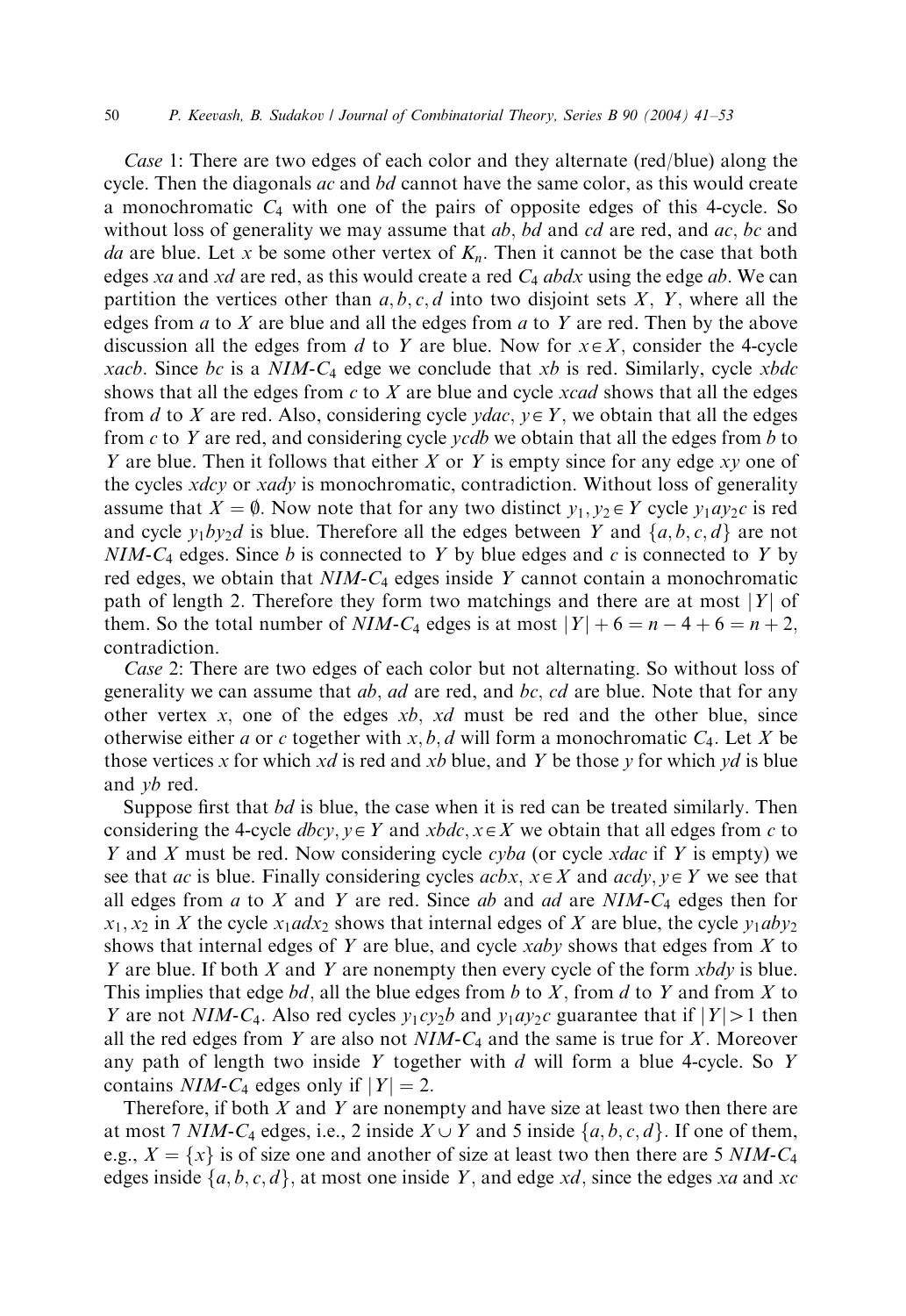*Case* 1: There are two edges of each color and they alternate (red/blue) along the cycle. Then the diagonals $ac$ and $bd$ cannot have the same color, as this would create a monochromatic $C_4$ with one of the pairs of opposite edges of this 4-cycle. So without loss of generality we may assume that $ab$, $bd$ and $cd$ are red, and $ac$, $bc$ and $da$ are blue. Let $x$ be some other vertex of $K_n$. Then it cannot be the case that both edges $xa$ and $xd$ are red, as this would create a red $C_4$ $abdx$ using the edge $ab$. We can partition the vertices other than $a, b, c, d$ into two disjoint sets $X$, $Y$, where all the edges from $a$ to $X$ are blue and all the edges from $a$ to $Y$ are red. Then by the above discussion all the edges from $d$ to $Y$ are blue. Now for $x \in X$, consider the 4-cycle $xacb$. Since $bc$ is a *NIM*-$C_4$ edge we conclude that $xb$ is red. Similarly, cycle $xbdc$ shows that all the edges from $c$ to $X$ are blue and cycle $xcad$ shows that all the edges from $d$ to $X$ are red. Also, considering cycle $ydac$, $y \in Y$, we obtain that all the edges from $c$ to $Y$ are red, and considering cycle $ycdb$ we obtain that all the edges from $b$ to $Y$ are blue. Then it follows that either $X$ or $Y$ is empty since for any edge $xy$ one of the cycles $xdcy$ or $xady$ is monochromatic, contradiction. Without loss of generality assume that $X = \emptyset$. Now note that for any two distinct $y_1, y_2 \in Y$ cycle $y_1ay_2c$ is red and cycle $y_1by_2d$ is blue. Therefore all the edges between $Y$ and $\{a, b, c, d\}$ are not *NIM*-$C_4$ edges. Since $b$ is connected to $Y$ by blue edges and $c$ is connected to $Y$ by red edges, we obtain that *NIM*-$C_4$ edges inside $Y$ cannot contain a monochromatic path of length 2. Therefore they form two matchings and there are at most $|Y|$ of them. So the total number of *NIM*-$C_4$ edges is at most $|Y| + 6 = n - 4 + 6 = n + 2$, contradiction.

*Case* 2: There are two edges of each color but not alternating. So without loss of generality we can assume that $ab$, $ad$ are red, and $bc$, $cd$ are blue. Note that for any other vertex $x$, one of the edges $xb$, $xd$ must be red and the other blue, since otherwise either $a$ or $c$ together with $x, b, d$ will form a monochromatic $C_4$. Let $X$ be those vertices $x$ for which $xd$ is red and $xb$ blue, and $Y$ be those $y$ for which $yd$ is blue and $yb$ red.

Suppose first that $bd$ is blue, the case when it is red can be treated similarly. Then considering the 4-cycle $dbcy, y \in Y$ and $xbdc, x \in X$ we obtain that all edges from $c$ to $Y$ and $X$ must be red. Now considering cycle $cyba$ (or cycle $xdac$ if $Y$ is empty) we see that $ac$ is blue. Finally considering cycles $acbx$, $x \in X$ and $acdy$, $y \in Y$ we see that all edges from $a$ to $X$ and $Y$ are red. Since $ab$ and $ad$ are *NIM*-$C_4$ edges then for $x_1, x_2$ in $X$ the cycle $x_1adx_2$ shows that internal edges of $X$ are blue, the cycle $y_1aby_2$ shows that internal edges of $Y$ are blue, and cycle $xaby$ shows that edges from $X$ to $Y$ are blue. If both $X$ and $Y$ are nonempty then every cycle of the form $xbdy$ is blue. This implies that edge $bd$, all the blue edges from $b$ to $X$, from $d$ to $Y$ and from $X$ to $Y$ are not *NIM*-$C_4$. Also red cycles $y_1cy_2b$ and $y_1ay_2c$ guarantee that if $|Y| > 1$ then all the red edges from $Y$ are also not *NIM*-$C_4$ and the same is true for $X$. Moreover any path of length two inside $Y$ together with $d$ will form a blue 4-cycle. So $Y$ contains *NIM*-$C_4$ edges only if $|Y| = 2$.

Therefore, if both $X$ and $Y$ are nonempty and have size at least two then there are at most 7 *NIM*-$C_4$ edges, i.e., 2 inside $X \cup Y$ and 5 inside $\{a, b, c, d\}$. If one of them, e.g., $X = \{x\}$ is of size one and another of size at least two then there are 5 *NIM*-$C_4$ edges inside $\{a, b, c, d\}$, at most one inside $Y$, and edge $xd$, since the edges $xa$ and $xc$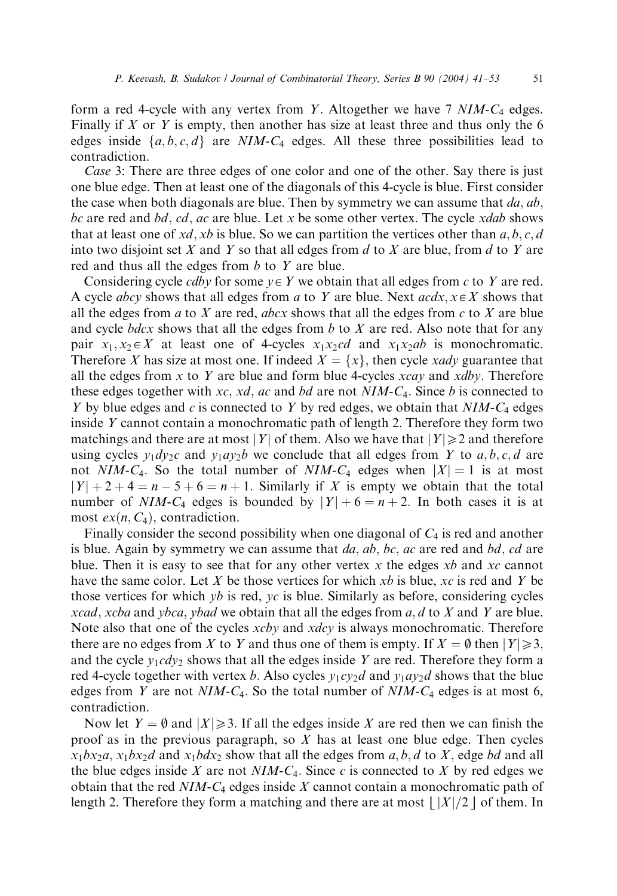form a red 4-cycle with any vertex from $Y$. Altogether we have 7 $NIM$-$C_4$ edges. Finally if $X$ or $Y$ is empty, then another has size at least three and thus only the 6 edges inside $\{a,b,c,d\}$ are $NIM$-$C_4$ edges. All these three possibilities lead to contradiction.

*Case* 3: There are three edges of one color and one of the other. Say there is just one blue edge. Then at least one of the diagonals of this 4-cycle is blue. First consider the case when both diagonals are blue. Then by symmetry we can assume that $da$, $ab$, $bc$ are red and $bd$, $cd$, $ac$ are blue. Let $x$ be some other vertex. The cycle $xdab$ shows that at least one of $xd, xb$ is blue. So we can partition the vertices other than $a,b,c,d$ into two disjoint set $X$ and $Y$ so that all edges from $d$ to $X$ are blue, from $d$ to $Y$ are red and thus all the edges from $b$ to $Y$ are blue.

Considering cycle $cdby$ for some $y \in Y$ we obtain that all edges from $c$ to $Y$ are red. A cycle $abcy$ shows that all edges from $a$ to $Y$ are blue. Next $acdx, x \in X$ shows that all the edges from $a$ to $X$ are red, $abcx$ shows that all the edges from $c$ to $X$ are blue and cycle $bdcx$ shows that all the edges from $b$ to $X$ are red. Also note that for any pair $x_1, x_2 \in X$ at least one of 4-cycles $x_1x_2cd$ and $x_1x_2ab$ is monochromatic. Therefore $X$ has size at most one. If indeed $X = \{x\}$, then cycle $xady$ guarantee that all the edges from $x$ to $Y$ are blue and form blue 4-cycles $xcay$ and $xdby$. Therefore these edges together with $xc$, $xd$, $ac$ and $bd$ are not $NIM$-$C_4$. Since $b$ is connected to $Y$ by blue edges and $c$ is connected to $Y$ by red edges, we obtain that $NIM$-$C_4$ edges inside $Y$ cannot contain a monochromatic path of length 2. Therefore they form two matchings and there are at most $|Y|$ of them. Also we have that $|Y| \geqslant 2$ and therefore using cycles $y_1dy_2c$ and $y_1ay_2b$ we conclude that all edges from $Y$ to $a,b,c,d$ are not $NIM$-$C_4$. So the total number of $NIM$-$C_4$ edges when $|X| = 1$ is at most $|Y| + 2 + 4 = n - 5 + 6 = n + 1$. Similarly if $X$ is empty we obtain that the total number of $NIM$-$C_4$ edges is bounded by $|Y| + 6 = n + 2$. In both cases it is at most $ex(n, C_4)$, contradiction.

Finally consider the second possibility when one diagonal of $C_4$ is red and another is blue. Again by symmetry we can assume that $da$, $ab$, $bc$, $ac$ are red and $bd$, $cd$ are blue. Then it is easy to see that for any other vertex $x$ the edges $xb$ and $xc$ cannot have the same color. Let $X$ be those vertices for which $xb$ is blue, $xc$ is red and $Y$ be those vertices for which $yb$ is red, $yc$ is blue. Similarly as before, considering cycles $xcad$, $xcba$ and $ybca$, $ybad$ we obtain that all the edges from $a,d$ to $X$ and $Y$ are blue. Note also that one of the cycles $xcby$ and $xdcy$ is always monochromatic. Therefore there are no edges from $X$ to $Y$ and thus one of them is empty. If $X = \emptyset$ then $|Y| \geqslant 3$, and the cycle $y_1cdy_2$ shows that all the edges inside $Y$ are red. Therefore they form a red 4-cycle together with vertex $b$. Also cycles $y_1cy_2d$ and $y_1ay_2d$ shows that the blue edges from $Y$ are not $NIM$-$C_4$. So the total number of $NIM$-$C_4$ edges is at most 6, contradiction.

Now let $Y = \emptyset$ and $|X| \geqslant 3$. If all the edges inside $X$ are red then we can finish the proof as in the previous paragraph, so $X$ has at least one blue edge. Then cycles $x_1bx_2a$, $x_1bx_2d$ and $x_1bdx_2$ show that all the edges from $a,b,d$ to $X$, edge $bd$ and all the blue edges inside $X$ are not $NIM$-$C_4$. Since $c$ is connected to $X$ by red edges we obtain that the red $NIM$-$C_4$ edges inside $X$ cannot contain a monochromatic path of length 2. Therefore they form a matching and there are at most $\lfloor |X|/2 \rfloor$ of them. In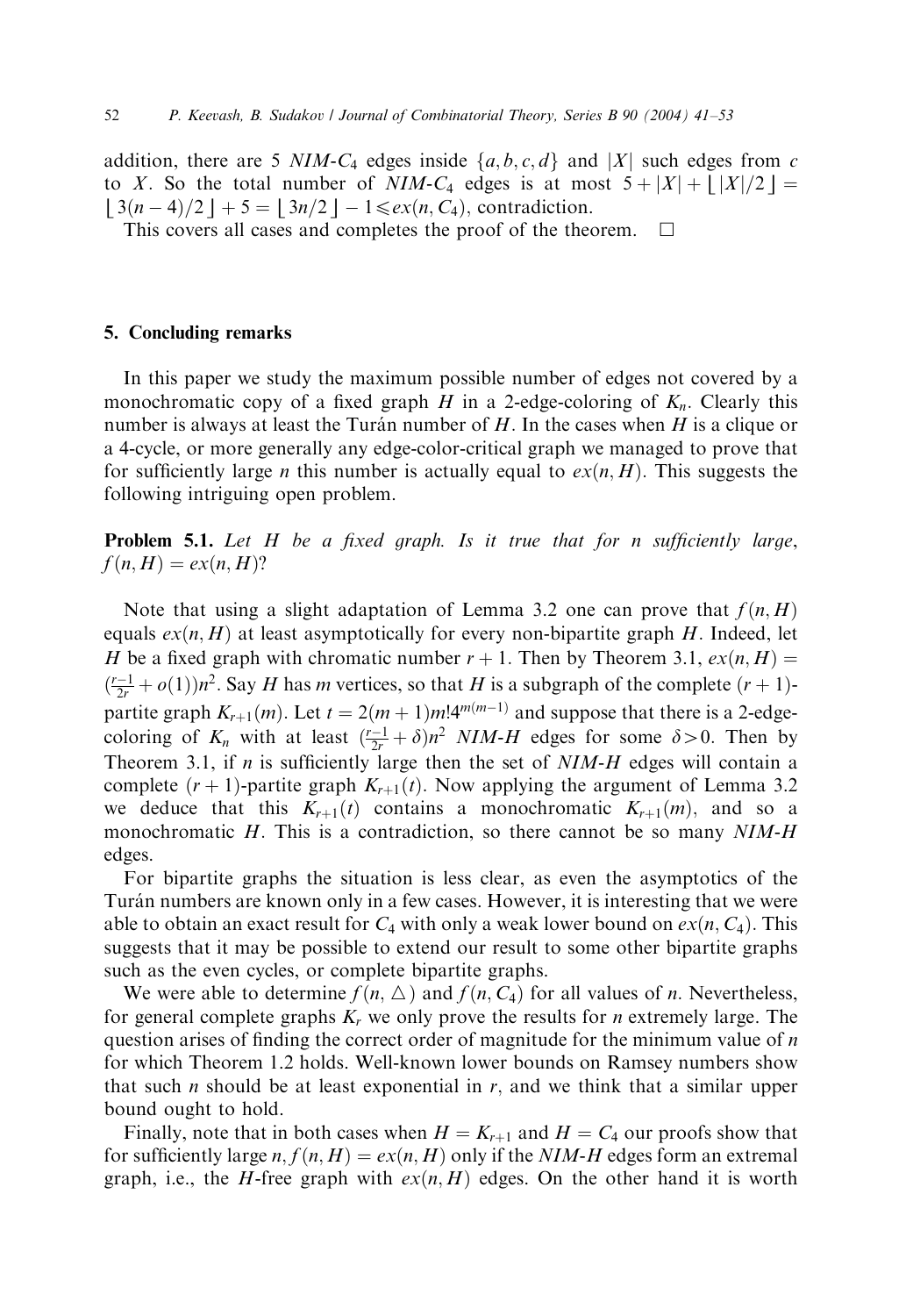addition, there are 5 $NIM$-$C_4$ edges inside $\{a, b, c, d\}$ and $|X|$ such edges from $c$ to $X$. So the total number of $NIM$-$C_4$ edges is at most $5 + |X| + \lfloor |X|/2 \rfloor = \lfloor 3(n-4)/2 \rfloor + 5 = \lfloor 3n/2 \rfloor - 1 \leqslant ex(n, C_4)$, contradiction.

This covers all cases and completes the proof of the theorem. $\square$

## 5. Concluding remarks

In this paper we study the maximum possible number of edges not covered by a monochromatic copy of a fixed graph $H$ in a 2-edge-coloring of $K_n$. Clearly this number is always at least the Turán number of $H$. In the cases when $H$ is a clique or a 4-cycle, or more generally any edge-color-critical graph we managed to prove that for sufficiently large $n$ this number is actually equal to $ex(n, H)$. This suggests the following intriguing open problem.

**Problem 5.1.** *Let $H$ be a fixed graph. Is it true that for $n$ sufficiently large, $f(n, H) = ex(n, H)$?*

Note that using a slight adaptation of Lemma 3.2 one can prove that $f(n, H)$ equals $ex(n, H)$ at least asymptotically for every non-bipartite graph $H$. Indeed, let $H$ be a fixed graph with chromatic number $r + 1$. Then by Theorem 3.1, $ex(n, H) = (\frac{r-1}{2r} + o(1))n^2$. Say $H$ has $m$ vertices, so that $H$ is a subgraph of the complete $(r+1)$-partite graph $K_{r+1}(m)$. Let $t = 2(m+1)m!4^{m(m-1)}$ and suppose that there is a 2-edge-coloring of $K_n$ with at least $(\frac{r-1}{2r} + \delta)n^2$ $NIM$-$H$ edges for some $\delta > 0$. Then by Theorem 3.1, if $n$ is sufficiently large then the set of $NIM$-$H$ edges will contain a complete $(r+1)$-partite graph $K_{r+1}(t)$. Now applying the argument of Lemma 3.2 we deduce that this $K_{r+1}(t)$ contains a monochromatic $K_{r+1}(m)$, and so a monochromatic $H$. This is a contradiction, so there cannot be so many $NIM$-$H$ edges.

For bipartite graphs the situation is less clear, as even the asymptotics of the Turán numbers are known only in a few cases. However, it is interesting that we were able to obtain an exact result for $C_4$ with only a weak lower bound on $ex(n, C_4)$. This suggests that it may be possible to extend our result to some other bipartite graphs such as the even cycles, or complete bipartite graphs.

We were able to determine $f(n, \triangle)$ and $f(n, C_4)$ for all values of $n$. Nevertheless, for general complete graphs $K_r$ we only prove the results for $n$ extremely large. The question arises of finding the correct order of magnitude for the minimum value of $n$ for which Theorem 1.2 holds. Well-known lower bounds on Ramsey numbers show that such $n$ should be at least exponential in $r$, and we think that a similar upper bound ought to hold.

Finally, note that in both cases when $H = K_{r+1}$ and $H = C_4$ our proofs show that for sufficiently large $n$, $f(n, H) = ex(n, H)$ only if the $NIM$-$H$ edges form an extremal graph, i.e., the $H$-free graph with $ex(n, H)$ edges. On the other hand it is worth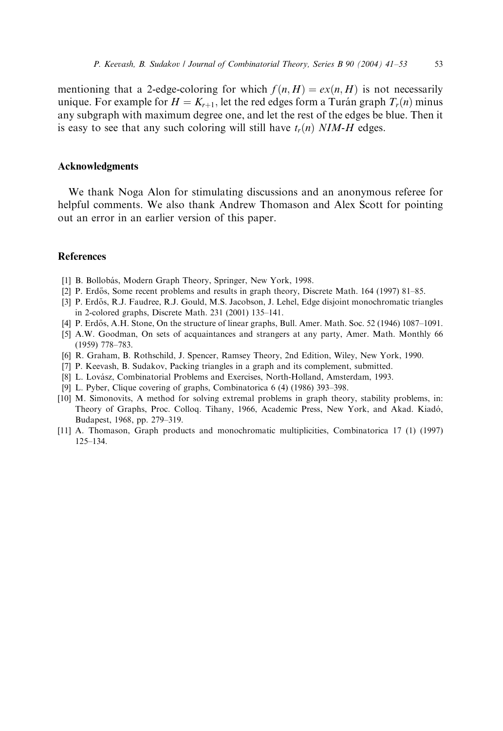mentioning that a 2-edge-coloring for which $f(n, H) = ex(n, H)$ is not necessarily unique. For example for $H = K_{r+1}$, let the red edges form a Turán graph $T_r(n)$ minus any subgraph with maximum degree one, and let the rest of the edges be blue. Then it is easy to see that any such coloring will still have $t_r(n)$ *NIM-H* edges.

## Acknowledgments

We thank Noga Alon for stimulating discussions and an anonymous referee for helpful comments. We also thank Andrew Thomason and Alex Scott for pointing out an error in an earlier version of this paper.

## References

[1] B. Bollobás, Modern Graph Theory, Springer, New York, 1998.

[2] P. Erdős, Some recent problems and results in graph theory, Discrete Math. 164 (1997) 81–85.

[3] P. Erdős, R.J. Faudree, R.J. Gould, M.S. Jacobson, J. Lehel, Edge disjoint monochromatic triangles in 2-colored graphs, Discrete Math. 231 (2001) 135–141.

[4] P. Erdős, A.H. Stone, On the structure of linear graphs, Bull. Amer. Math. Soc. 52 (1946) 1087–1091.

[5] A.W. Goodman, On sets of acquaintances and strangers at any party, Amer. Math. Monthly 66 (1959) 778–783.

[6] R. Graham, B. Rothschild, J. Spencer, Ramsey Theory, 2nd Edition, Wiley, New York, 1990.

[7] P. Keevash, B. Sudakov, Packing triangles in a graph and its complement, submitted.

[8] L. Lovász, Combinatorial Problems and Exercises, North-Holland, Amsterdam, 1993.

[9] L. Pyber, Clique covering of graphs, Combinatorica 6 (4) (1986) 393–398.

[10] M. Simonovits, A method for solving extremal problems in graph theory, stability problems, in: Theory of Graphs, Proc. Colloq. Tihany, 1966, Academic Press, New York, and Akad. Kiadó, Budapest, 1968, pp. 279–319.

[11] A. Thomason, Graph products and monochromatic multiplicities, Combinatorica 17 (1) (1997) 125–134.